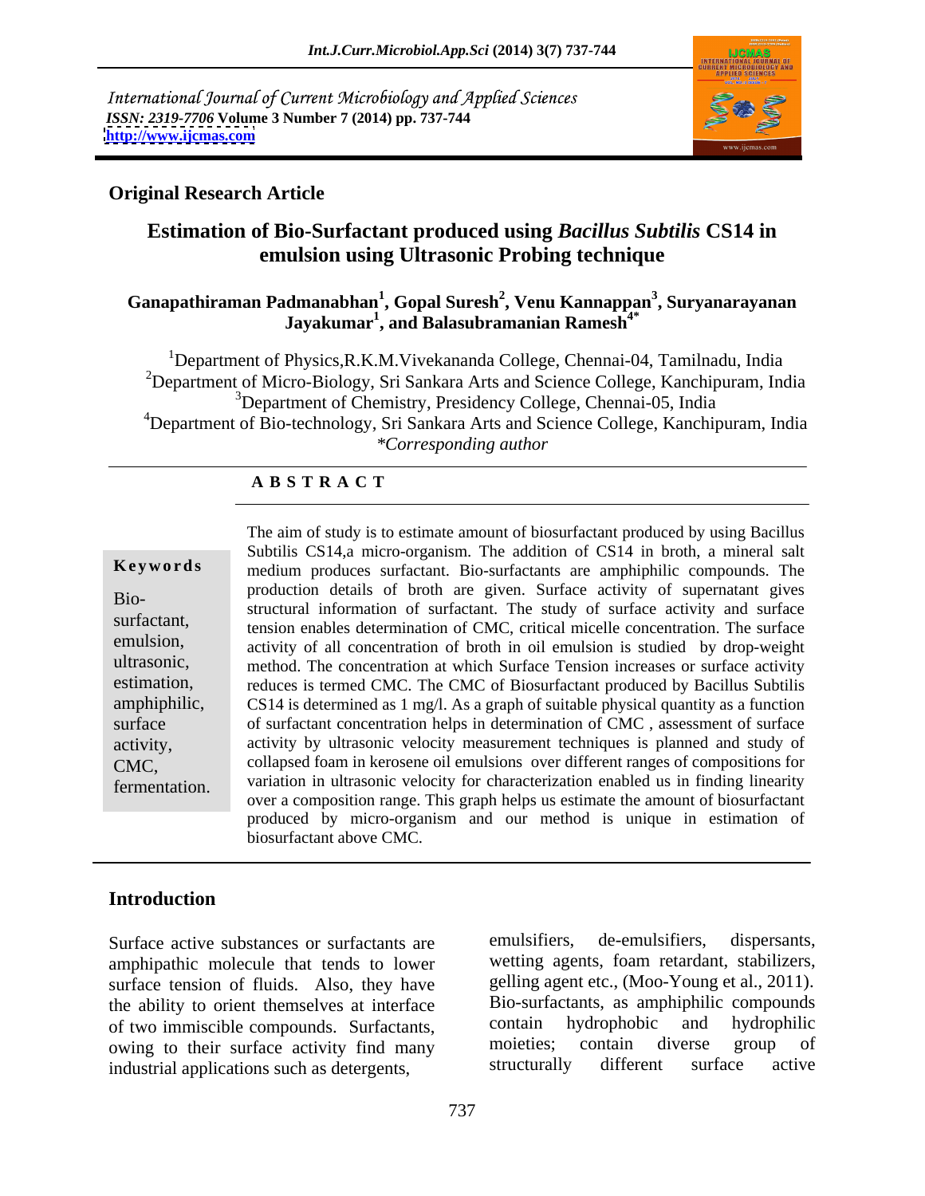International Journal of Current Microbiology and Applied Sciences
*ISSN: 2319-7706* **Volume 3 Number 7 (2014) pp. 737-744**
**http://www.ijcmas.com**

**Original Research Article**

# Estimation of Bio-Surfactant produced using *Bacillus Subtilis* CS14 in emulsion using Ultrasonic Probing technique

**Ganapathiraman Padmanabhan[1], Gopal Suresh[2], Venu Kannappan[3], Suryanarayanan Jayakumar[1], and Balasubramanian Ramesh[4*]**

[1]Department of Physics,R.K.M.Vivekananda College, Chennai-04, Tamilnadu, India
[2]Department of Micro-Biology, Sri Sankara Arts and Science College, Kanchipuram, India
[3]Department of Chemistry, Presidency College, Chennai-05, India
[4]Department of Bio-technology, Sri Sankara Arts and Science College, Kanchipuram, India
*\*Corresponding author*

## A B S T R A C T

**Keywords**

Bio-surfactant, emulsion, ultrasonic, estimation, amphiphilic, surface activity, CMC, fermentation.

The aim of study is to estimate amount of biosurfactant produced by using Bacillus Subtilis CS14,a micro-organism. The addition of CS14 in broth, a mineral salt medium produces surfactant. Bio-surfactants are amphiphilic compounds. The production details of broth are given. Surface activity of supernatant gives structural information of surfactant. The study of surface activity and surface tension enables determination of CMC, critical micelle concentration. The surface activity of all concentration of broth in oil emulsion is studied by drop-weight method. The concentration at which Surface Tension increases or surface activity reduces is termed CMC. The CMC of Biosurfactant produced by Bacillus Subtilis CS14 is determined as 1 mg/l. As a graph of suitable physical quantity as a function of surfactant concentration helps in determination of CMC , assessment of surface activity by ultrasonic velocity measurement techniques is planned and study of collapsed foam in kerosene oil emulsions over different ranges of compositions for variation in ultrasonic velocity for characterization enabled us in finding linearity over a composition range. This graph helps us estimate the amount of biosurfactant produced by micro-organism and our method is unique in estimation of biosurfactant above CMC.

## Introduction

Surface active substances or surfactants are amphipathic molecule that tends to lower surface tension of fluids. Also, they have the ability to orient themselves at interface of two immiscible compounds. Surfactants, owing to their surface activity find many industrial applications such as detergents, emulsifiers, de-emulsifiers, dispersants, wetting agents, foam retardant, stabilizers, gelling agent etc., (Moo-Young et al., 2011). Bio-surfactants, as amphiphilic compounds contain hydrophobic and hydrophilic moieties; contain diverse group of structurally different surface active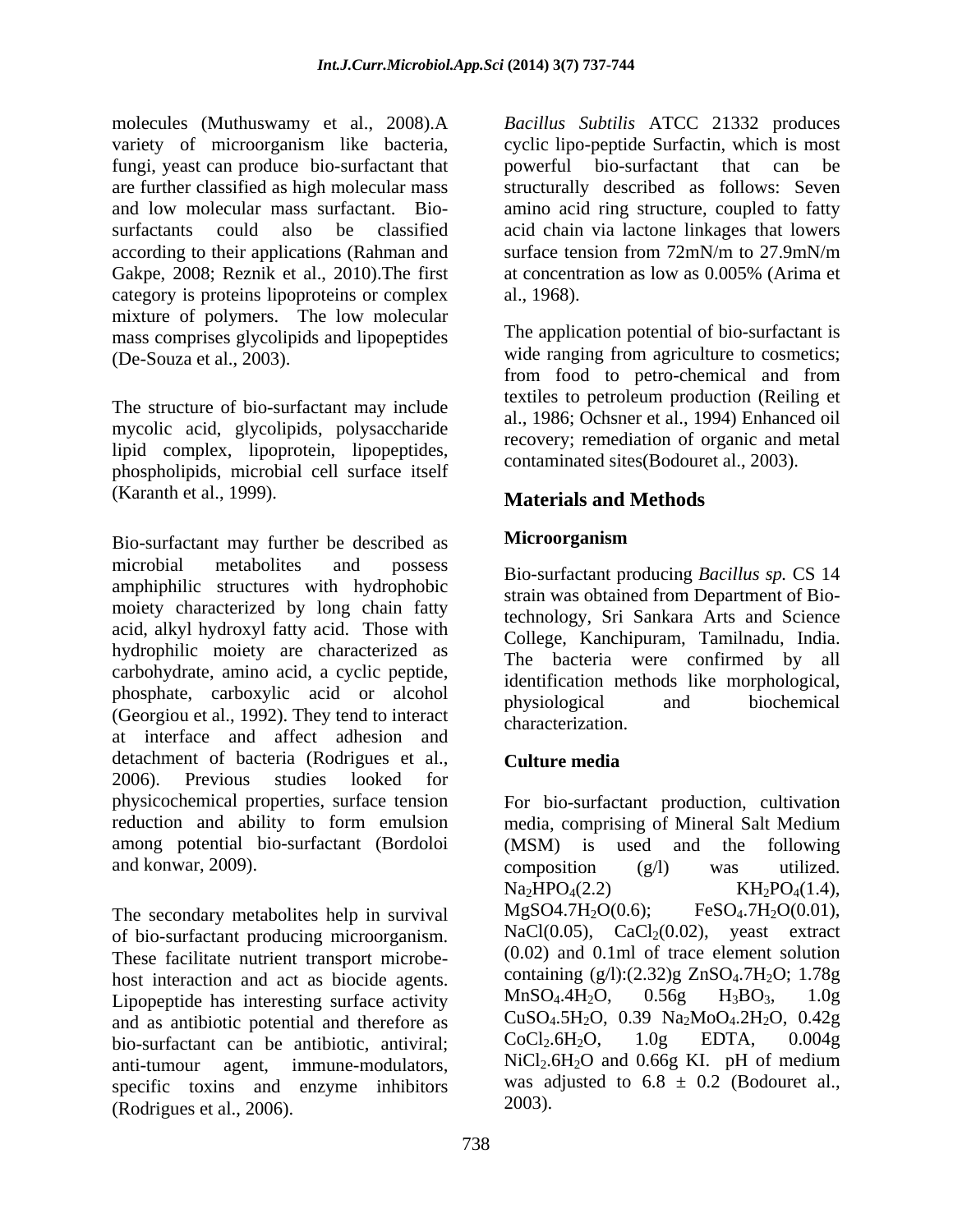molecules (Muthuswamy et al., 2008).A variety of microorganism like bacteria, fungi, yeast can produce bio-surfactant that are further classified as high molecular mass and low molecular mass surfactant. Bio-surfactants could also be classified according to their applications (Rahman and Gakpe, 2008; Reznik et al., 2010).The first category is proteins lipoproteins or complex mixture of polymers. The low molecular mass comprises glycolipids and lipopeptides (De-Souza et al., 2003).

The structure of bio-surfactant may include mycolic acid, glycolipids, polysaccharide lipid complex, lipoprotein, lipopeptides, phospholipids, microbial cell surface itself (Karanth et al., 1999).

Bio-surfactant may further be described as microbial metabolites and possess amphiphilic structures with hydrophobic moiety characterized by long chain fatty acid, alkyl hydroxyl fatty acid. Those with hydrophilic moiety are characterized as carbohydrate, amino acid, a cyclic peptide, phosphate, carboxylic acid or alcohol (Georgiou et al., 1992). They tend to interact at interface and affect adhesion and detachment of bacteria (Rodrigues et al., 2006). Previous studies looked for physicochemical properties, surface tension reduction and ability to form emulsion among potential bio-surfactant (Bordoloi and konwar, 2009).

The secondary metabolites help in survival of bio-surfactant producing microorganism. These facilitate nutrient transport microbe-host interaction and act as biocide agents. Lipopeptide has interesting surface activity and as antibiotic potential and therefore as bio-surfactant can be antibiotic, antiviral; anti-tumour agent, immune-modulators, specific toxins and enzyme inhibitors (Rodrigues et al., 2006).

*Bacillus Subtilis* ATCC 21332 produces cyclic lipo-peptide Surfactin, which is most powerful bio-surfactant that can be structurally described as follows: Seven amino acid ring structure, coupled to fatty acid chain via lactone linkages that lowers surface tension from 72mN/m to 27.9mN/m at concentration as low as 0.005% (Arima et al., 1968).

The application potential of bio-surfactant is wide ranging from agriculture to cosmetics; from food to petro-chemical and from textiles to petroleum production (Reiling et al., 1986; Ochsner et al., 1994) Enhanced oil recovery; remediation of organic and metal contaminated sites(Bodouret al., 2003).

## Materials and Methods

### Microorganism

Bio-surfactant producing *Bacillus sp.* CS 14 strain was obtained from Department of Bio-technology, Sri Sankara Arts and Science College, Kanchipuram, Tamilnadu, India. The bacteria were confirmed by all identification methods like morphological, physiological and biochemical characterization.

### Culture media

For bio-surfactant production, cultivation media, comprising of Mineral Salt Medium (MSM) is used and the following composition (g/l) was utilized. $Na_2HPO_4$(2.2) $KH_2PO_4$(1.4), $MgSO4.7H_2O$(0.6); $FeSO_4.7H_2O$(0.01), NaCl(0.05), $CaCl_2$(0.02), yeast extract (0.02) and 0.1ml of trace element solution containing (g/l):(2.32)g $ZnSO_4.7H_2O$; 1.78g $MnSO_4.4H_2O$, 0.56g $H_3BO_3$, 1.0g $CuSO_4.5H_2O$, 0.39 $Na_2MoO_4.2H_2O$, 0.42g $CoCl_2.6H_2O$, 1.0g EDTA, 0.004g $NiCl_2.6H_2O$ and 0.66g KI. pH of medium was adjusted to 6.8 ± 0.2 (Bodouret al., 2003).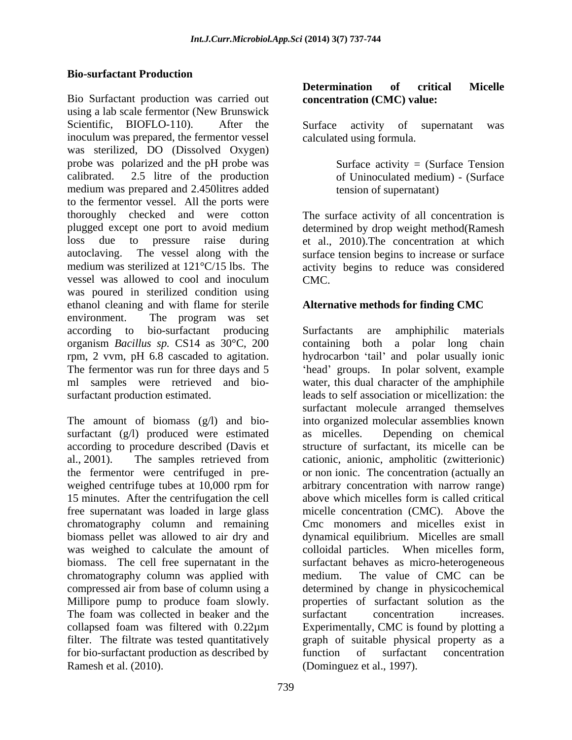### Bio-surfactant Production

Bio Surfactant production was carried out using a lab scale fermentor (New Brunswick Scientific, BIOFLO-110). After the inoculum was prepared, the fermentor vessel was sterilized, DO (Dissolved Oxygen) probe was polarized and the pH probe was calibrated. 2.5 litre of the production medium was prepared and 2.450litres added to the fermentor vessel. All the ports were thoroughly checked and were cotton plugged except one port to avoid medium loss due to pressure raise during autoclaving. The vessel along with the medium was sterilized at 121°C/15 lbs. The vessel was allowed to cool and inoculum was poured in sterilized condition using ethanol cleaning and with flame for sterile environment. The program was set according to bio-surfactant producing organism *Bacillus sp.* CS14 as 30°C, 200 rpm, 2 vvm, pH 6.8 cascaded to agitation. The fermentor was run for three days and 5 ml samples were retrieved and bio-surfactant production estimated.

The amount of biomass (g/l) and bio-surfactant (g/l) produced were estimated according to procedure described (Davis et al., 2001). The samples retrieved from the fermentor were centrifuged in pre-weighed centrifuge tubes at 10,000 rpm for 15 minutes. After the centrifugation the cell free supernatant was loaded in large glass chromatography column and remaining biomass pellet was allowed to air dry and was weighed to calculate the amount of biomass. The cell free supernatant in the chromatography column was applied with compressed air from base of column using a Millipore pump to produce foam slowly. The foam was collected in beaker and the collapsed foam was filtered with 0.22µm filter. The filtrate was tested quantitatively for bio-surfactant production as described by Ramesh et al. (2010).

### Determination of critical Micelle concentration (CMC) value:

Surface activity of supernatant was calculated using formula.

Surface activity = (Surface Tension of Uninoculated medium) - (Surface tension of supernatant)

The surface activity of all concentration is determined by drop weight method(Ramesh et al., 2010).The concentration at which surface tension begins to increase or surface activity begins to reduce was considered CMC.

### Alternative methods for finding CMC

Surfactants are amphiphilic materials containing both a polar long chain hydrocarbon 'tail' and polar usually ionic 'head' groups. In polar solvent, example water, this dual character of the amphiphile leads to self association or micellization: the surfactant molecule arranged themselves into organized molecular assemblies known as micelles. Depending on chemical structure of surfactant, its micelle can be cationic, anionic, ampholitic (zwitterionic) or non ionic. The concentration (actually an arbitrary concentration with narrow range) above which micelles form is called critical micelle concentration (CMC). Above the Cmc monomers and micelles exist in dynamical equilibrium. Micelles are small colloidal particles. When micelles form, surfactant behaves as micro-heterogeneous medium. The value of CMC can be determined by change in physicochemical properties of surfactant solution as the surfactant concentration increases. Experimentally, CMC is found by plotting a graph of suitable physical property as a function of surfactant concentration (Dominguez et al., 1997).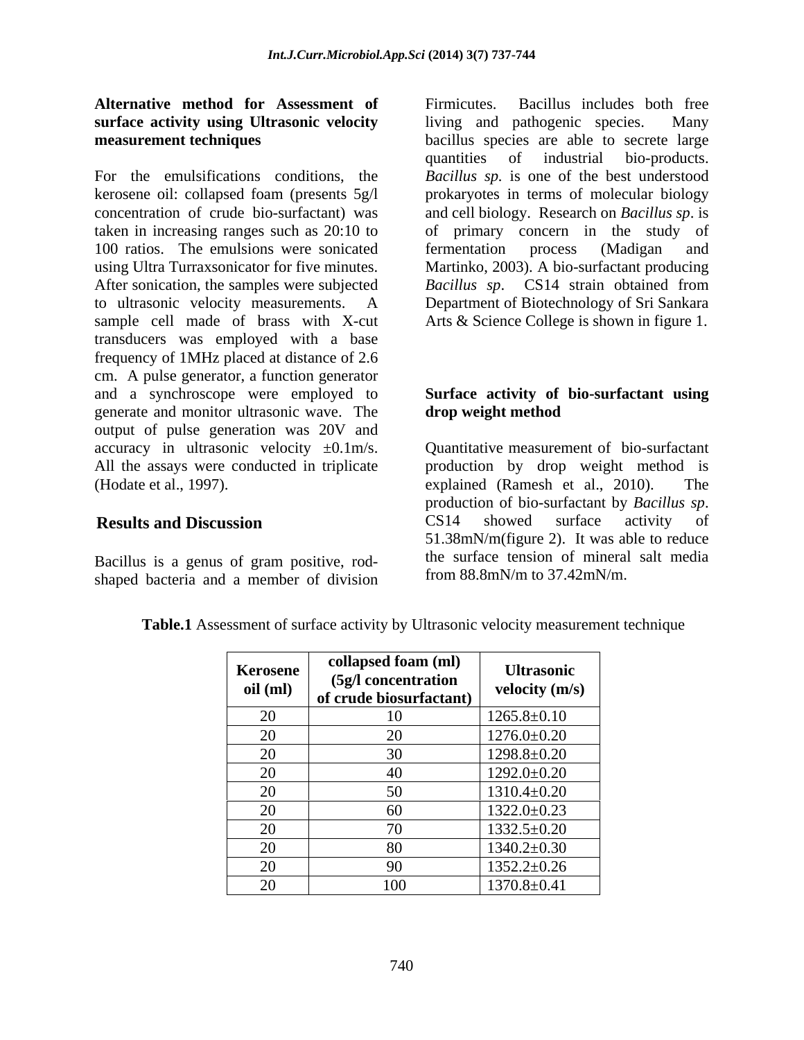**Alternative method for Assessment of surface activity using Ultrasonic velocity measurement techniques**

For the emulsifications conditions, the kerosene oil: collapsed foam (presents 5g/l concentration of crude bio-surfactant) was taken in increasing ranges such as 20:10 to 100 ratios. The emulsions were sonicated using Ultra Turraxsonicator for five minutes. After sonication, the samples were subjected to ultrasonic velocity measurements. A sample cell made of brass with X-cut transducers was employed with a base frequency of 1MHz placed at distance of 2.6 cm. A pulse generator, a function generator and a synchroscope were employed to generate and monitor ultrasonic wave. The output of pulse generation was 20V and accuracy in ultrasonic velocity ±0.1m/s. All the assays were conducted in triplicate (Hodate et al., 1997).

## Results and Discussion

Bacillus is a genus of gram positive, rod-shaped bacteria and a member of division Firmicutes. Bacillus includes both free living and pathogenic species. Many bacillus species are able to secrete large quantities of industrial bio-products. *Bacillus sp.* is one of the best understood prokaryotes in terms of molecular biology and cell biology. Research on *Bacillus sp*. is of primary concern in the study of fermentation process (Madigan and Martinko, 2003). A bio-surfactant producing *Bacillus sp*. CS14 strain obtained from Department of Biotechnology of Sri Sankara Arts & Science College is shown in figure 1.

**Surface activity of bio-surfactant using drop weight method**

Quantitative measurement of bio-surfactant production by drop weight method is explained (Ramesh et al., 2010). The production of bio-surfactant by *Bacillus sp*. CS14 showed surface activity of 51.38mN/m(figure 2). It was able to reduce the surface tension of mineral salt media from 88.8mN/m to 37.42mN/m.

**Table.1** Assessment of surface activity by Ultrasonic velocity measurement technique

| Kerosene oil (ml) | collapsed foam (ml) (5g/l concentration of crude biosurfactant) | Ultrasonic velocity (m/s) |
|---|---|---|
| 20 | 10 | 1265.8±0.10 |
| 20 | 20 | 1276.0±0.20 |
| 20 | 30 | 1298.8±0.20 |
| 20 | 40 | 1292.0±0.20 |
| 20 | 50 | 1310.4±0.20 |
| 20 | 60 | 1322.0±0.23 |
| 20 | 70 | 1332.5±0.20 |
| 20 | 80 | 1340.2±0.30 |
| 20 | 90 | 1352.2±0.26 |
| 20 | 100 | 1370.8±0.41 |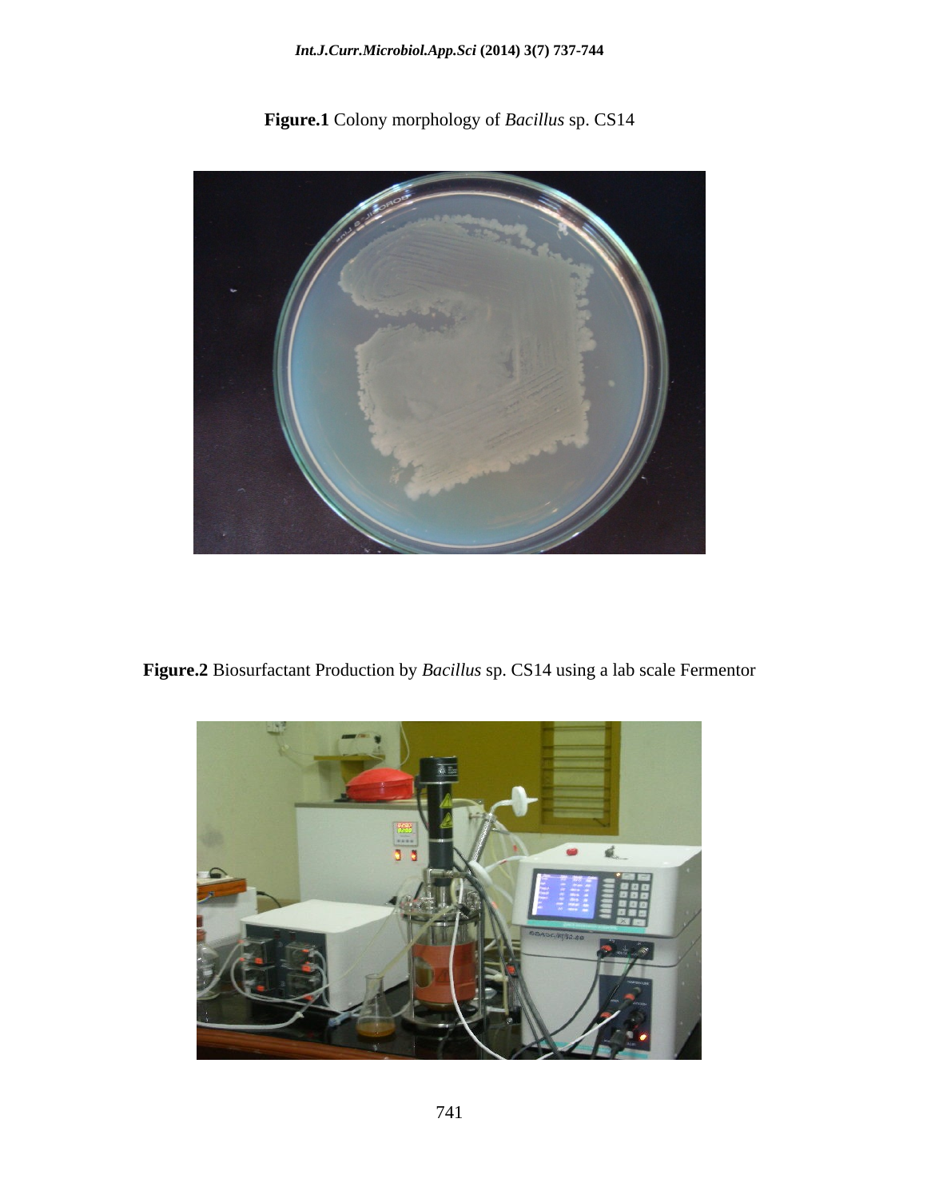**Figure.1** Colony morphology of *Bacillus* sp. CS14

**Figure.2** Biosurfactant Production by *Bacillus* sp. CS14 using a lab scale Fermentor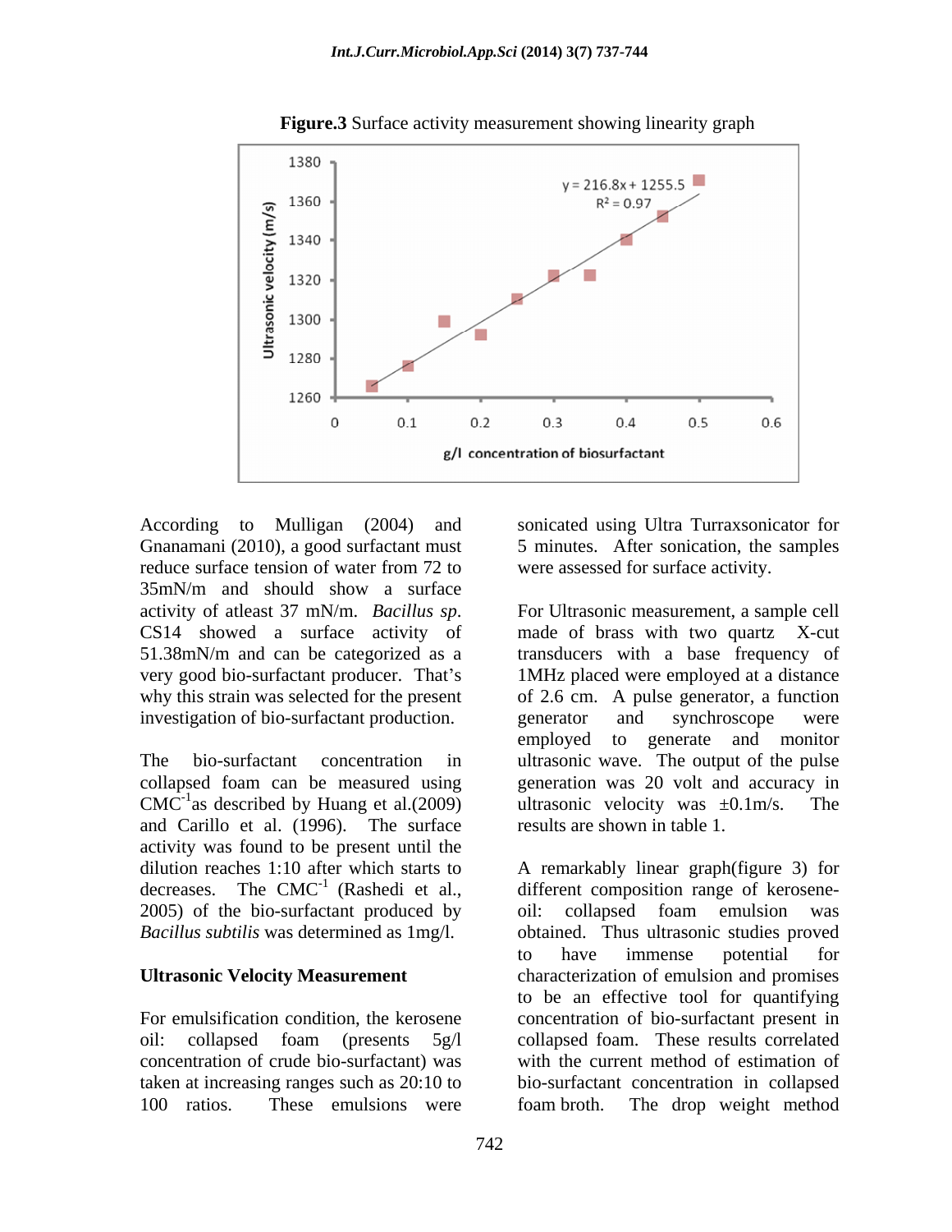**Figure.3** Surface activity measurement showing linearity graph

According to Mulligan (2004) and Gnanamani (2010), a good surfactant must reduce surface tension of water from 72 to 35mN/m and should show a surface activity of atleast 37 mN/m. *Bacillus sp*. CS14 showed a surface activity of 51.38mN/m and can be categorized as a very good bio-surfactant producer. That's why this strain was selected for the present investigation of bio-surfactant production.

The bio-surfactant concentration in collapsed foam can be measured using $CMC^{-1}$as described by Huang et al.(2009) and Carillo et al. (1996). The surface activity was found to be present until the dilution reaches 1:10 after which starts to decreases. The $CMC^{-1}$ (Rashedi et al., 2005) of the bio-surfactant produced by *Bacillus subtilis* was determined as 1mg/l.

## Ultrasonic Velocity Measurement

For emulsification condition, the kerosene oil: collapsed foam (presents 5g/l concentration of crude bio-surfactant) was taken at increasing ranges such as 20:10 to 100 ratios. These emulsions were sonicated using Ultra Turraxsonicator for 5 minutes. After sonication, the samples were assessed for surface activity.

For Ultrasonic measurement, a sample cell made of brass with two quartz X-cut transducers with a base frequency of 1MHz placed were employed at a distance of 2.6 cm. A pulse generator, a function generator and synchroscope were employed to generate and monitor ultrasonic wave. The output of the pulse generation was 20 volt and accuracy in ultrasonic velocity was ±0.1m/s. The results are shown in table 1.

A remarkably linear graph(figure 3) for different composition range of kerosene-oil: collapsed foam emulsion was obtained. Thus ultrasonic studies proved to have immense potential for characterization of emulsion and promises to be an effective tool for quantifying concentration of bio-surfactant present in collapsed foam. These results correlated with the current method of estimation of bio-surfactant concentration in collapsed foam broth. The drop weight method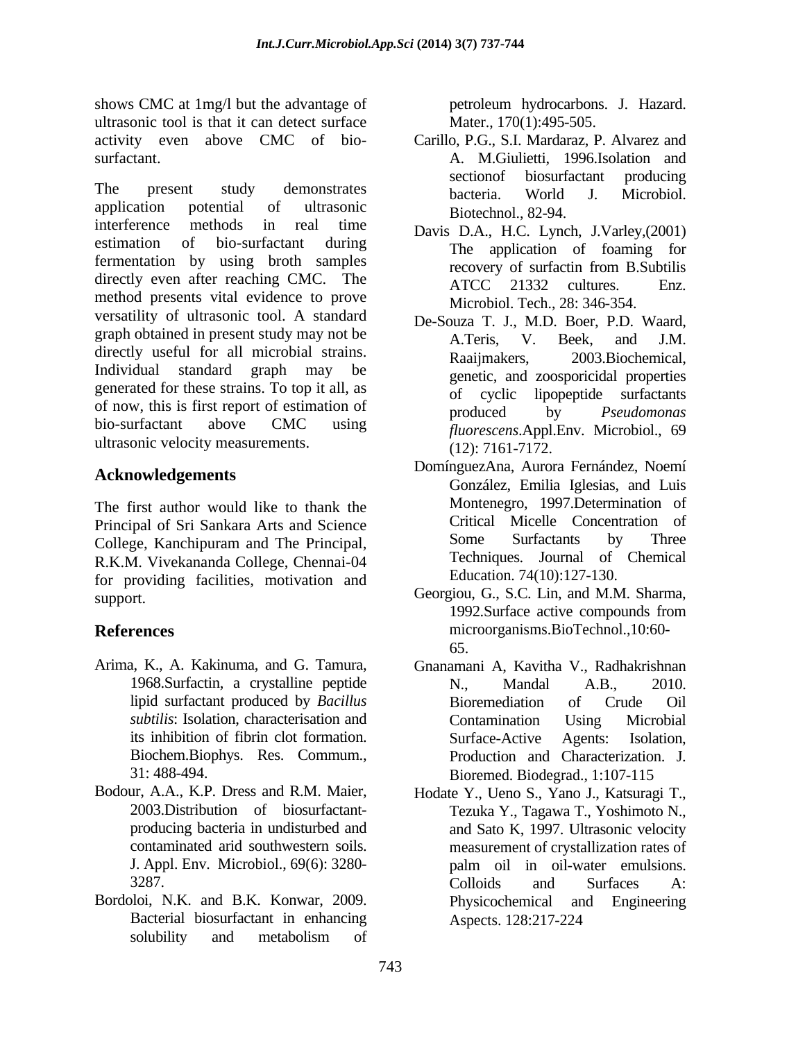shows CMC at 1mg/l but the advantage of ultrasonic tool is that it can detect surface activity even above CMC of bio-surfactant.

The present study demonstrates application potential of ultrasonic interference methods in real time estimation of bio-surfactant during fermentation by using broth samples directly even after reaching CMC. The method presents vital evidence to prove versatility of ultrasonic tool. A standard graph obtained in present study may not be directly useful for all microbial strains. Individual standard graph may be generated for these strains. To top it all, as of now, this is first report of estimation of bio-surfactant above CMC using ultrasonic velocity measurements.

## Acknowledgements

The first author would like to thank the Principal of Sri Sankara Arts and Science College, Kanchipuram and The Principal, R.K.M. Vivekananda College, Chennai-04 for providing facilities, motivation and support.

## References

Arima, K., A. Kakinuma, and G. Tamura, 1968.Surfactin, a crystalline peptide lipid surfactant produced by *Bacillus subtilis*: Isolation, characterisation and its inhibition of fibrin clot formation. Biochem.Biophys. Res. Commum., 31: 488-494.

Bodour, A.A., K.P. Dress and R.M. Maier, 2003.Distribution of biosurfactant-producing bacteria in undisturbed and contaminated arid southwestern soils. J. Appl. Env. Microbiol., 69(6): 3280-3287.

Bordoloi, N.K. and B.K. Konwar, 2009. Bacterial biosurfactant in enhancing solubility and metabolism of petroleum hydrocarbons. J. Hazard. Mater., 170(1):495-505.

Carillo, P.G., S.I. Mardaraz, P. Alvarez and A. M.Giulietti, 1996.Isolation and sectionof biosurfactant producing bacteria. World J. Microbiol. Biotechnol., 82-94.

Davis D.A., H.C. Lynch, J.Varley,(2001) The application of foaming for recovery of surfactin from B.Subtilis ATCC 21332 cultures. Enz. Microbiol. Tech., 28: 346-354.

De-Souza T. J., M.D. Boer, P.D. Waard, A.Teris, V. Beek, and J.M. Raaijmakers, 2003.Biochemical, genetic, and zoosporicidal properties of cyclic lipopeptide surfactants produced by *Pseudomonas fluorescens*.Appl.Env. Microbiol., 69 (12): 7161-7172.

DomínguezAna, Aurora Fernández, Noemí González, Emilia Iglesias, and Luis Montenegro, 1997.Determination of Critical Micelle Concentration of Some Surfactants by Three Techniques. Journal of Chemical Education. 74(10):127-130.

Georgiou, G., S.C. Lin, and M.M. Sharma, 1992.Surface active compounds from microorganisms.BioTechnol.,10:60-65.

Gnanamani A, Kavitha V., Radhakrishnan N., Mandal A.B., 2010. Bioremediation of Crude Oil Contamination Using Microbial Surface-Active Agents: Isolation, Production and Characterization. J. Bioremed. Biodegrad., 1:107-115

Hodate Y., Ueno S., Yano J., Katsuragi T., Tezuka Y., Tagawa T., Yoshimoto N., and Sato K, 1997. Ultrasonic velocity measurement of crystallization rates of palm oil in oil-water emulsions. Colloids and Surfaces A: Physicochemical and Engineering Aspects. 128:217-224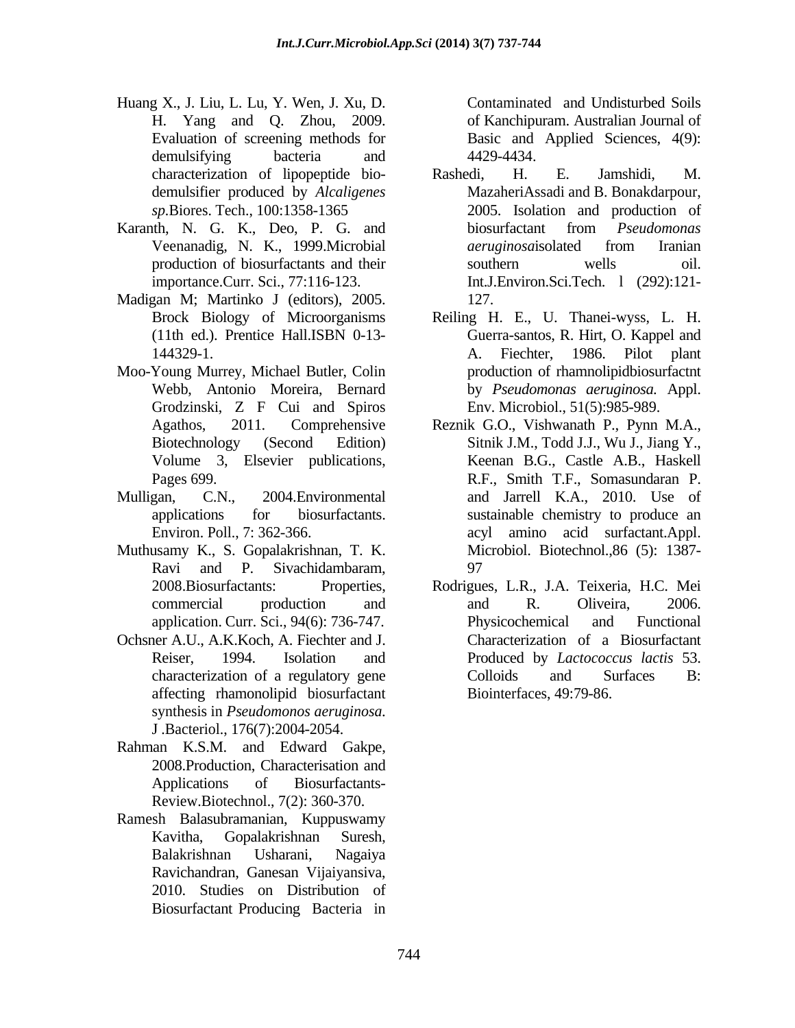Huang X., J. Liu, L. Lu, Y. Wen, J. Xu, D. H. Yang and Q. Zhou, 2009. Evaluation of screening methods for demulsifying bacteria and characterization of lipopeptide bio-demulsifier produced by *Alcaligenes sp.*Biores. Tech., 100:1358-1365

Karanth, N. G. K., Deo, P. G. and Veenanadig, N. K., 1999.Microbial production of biosurfactants and their importance.Curr. Sci., 77:116-123.

Madigan M; Martinko J (editors), 2005. Brock Biology of Microorganisms (11th ed.). Prentice Hall.ISBN 0-13-144329-1.

Moo-Young Murrey, Michael Butler, Colin Webb, Antonio Moreira, Bernard Grodzinski, Z F Cui and Spiros Agathos, 2011. Comprehensive Biotechnology (Second Edition) Volume 3, Elsevier publications, Pages 699.

Mulligan, C.N., 2004.Environmental applications for biosurfactants. Environ. Poll., 7: 362-366.

Muthusamy K., S. Gopalakrishnan, T. K. Ravi and P. Sivachidambaram, 2008.Biosurfactants: Properties, commercial production and application. Curr. Sci., 94(6): 736-747.

Ochsner A.U., A.K.Koch, A. Fiechter and J. Reiser, 1994. Isolation and characterization of a regulatory gene affecting rhamonolipid biosurfactant synthesis in *Pseudomonos aeruginosa.* J .Bacteriol., 176(7):2004-2054.

Rahman K.S.M. and Edward Gakpe, 2008.Production, Characterisation and Applications of Biosurfactants-Review.Biotechnol., 7(2): 360-370.

Ramesh Balasubramanian, Kuppuswamy Kavitha, Gopalakrishnan Suresh, Balakrishnan Usharani, Nagaiya Ravichandran, Ganesan Vijaiyansiva, 2010. Studies on Distribution of Biosurfactant Producing Bacteria in Contaminated and Undisturbed Soils of Kanchipuram. Australian Journal of Basic and Applied Sciences, 4(9): 4429-4434.

Rashedi, H. E. Jamshidi, M. MazaheriAssadi and B. Bonakdarpour, 2005. Isolation and production of biosurfactant from *Pseudomonas aeruginosa*isolated from Iranian southern wells oil. Int.J.Environ.Sci.Tech. l (292):121-127.

Reiling H. E., U. Thanei-wyss, L. H. Guerra-santos, R. Hirt, O. Kappel and A. Fiechter, 1986. Pilot plant production of rhamnolipidbiosurfactnt by *Pseudomonas aeruginosa.* Appl. Env. Microbiol., 51(5):985-989.

Reznik G.O., Vishwanath P., Pynn M.A., Sitnik J.M., Todd J.J., Wu J., Jiang Y., Keenan B.G., Castle A.B., Haskell R.F., Smith T.F., Somasundaran P. and Jarrell K.A., 2010. Use of sustainable chemistry to produce an acyl amino acid surfactant.Appl. Microbiol. Biotechnol.,86 (5): 1387-97

Rodrigues, L.R., J.A. Teixeria, H.C. Mei and R. Oliveira, 2006. Physicochemical and Functional Characterization of a Biosurfactant Produced by *Lactococcus lactis* 53. Colloids and Surfaces B: Biointerfaces, 49:79-86.